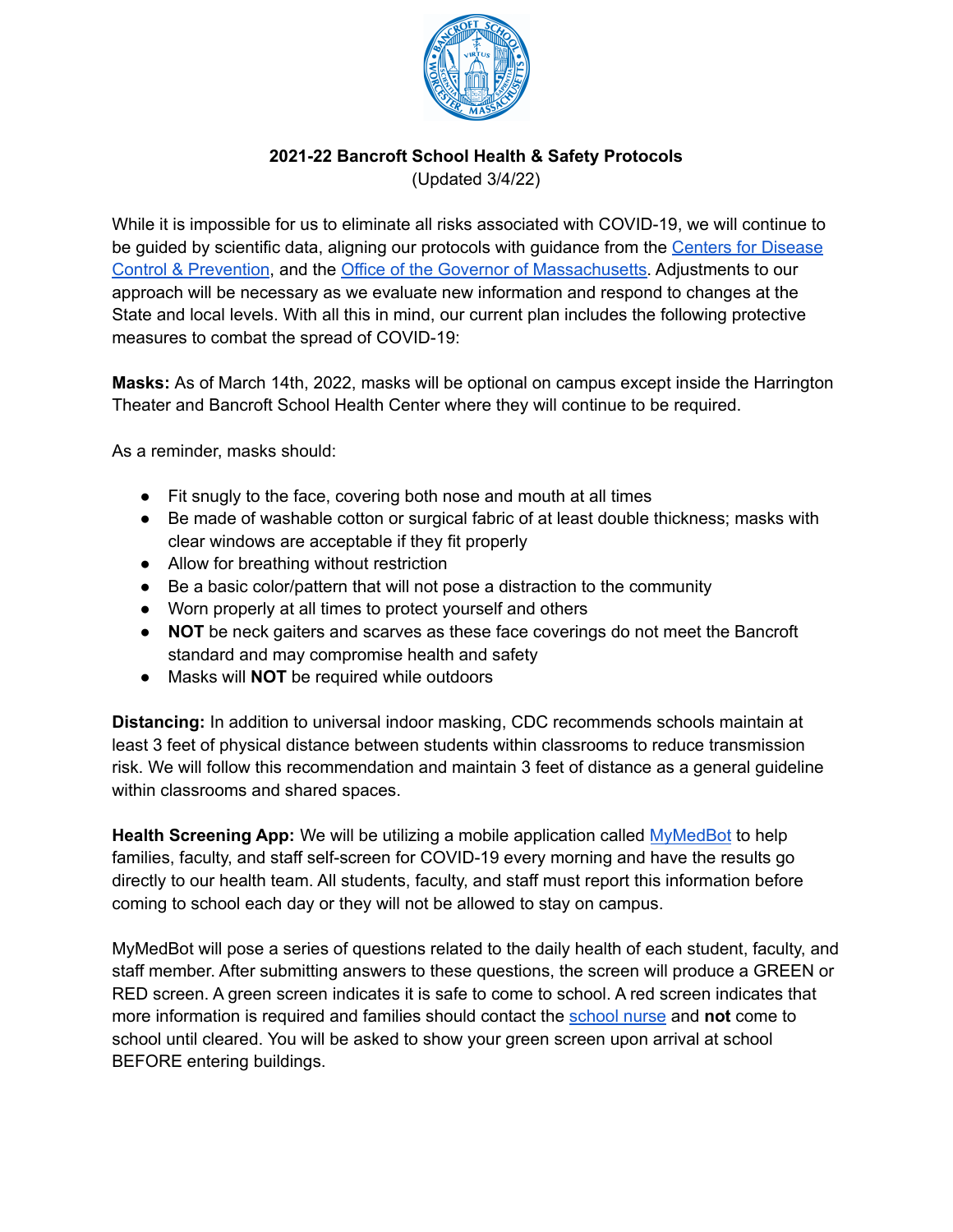# 2021-22 Bancroft School Health & Safety Protocols

(Updated 3/4/22)

While it is impossible for us to eliminate all risks associated with COVID-19, we will continue to be guided by scientific data, aligning our protocols with guidance from the Centers for Disease Control & Prevention, and the Office of the Governor of Massachusetts. Adjustments to our approach will be necessary as we evaluate new information and respond to changes at the State and local levels. With all this in mind, our current plan includes the following protective measures to combat the spread of COVID-19:

**Masks:** As of March 14th, 2022, masks will be optional on campus except inside the Harrington Theater and Bancroft School Health Center where they will continue to be required.

As a reminder, masks should:

- Fit snugly to the face, covering both nose and mouth at all times
- Be made of washable cotton or surgical fabric of at least double thickness; masks with clear windows are acceptable if they fit properly
- Allow for breathing without restriction
- Be a basic color/pattern that will not pose a distraction to the community
- Worn properly at all times to protect yourself and others
- **NOT** be neck gaiters and scarves as these face coverings do not meet the Bancroft standard and may compromise health and safety
- Masks will **NOT** be required while outdoors

**Distancing:** In addition to universal indoor masking, CDC recommends schools maintain at least 3 feet of physical distance between students within classrooms to reduce transmission risk. We will follow this recommendation and maintain 3 feet of distance as a general guideline within classrooms and shared spaces.

**Health Screening App:** We will be utilizing a mobile application called MyMedBot to help families, faculty, and staff self-screen for COVID-19 every morning and have the results go directly to our health team. All students, faculty, and staff must report this information before coming to school each day or they will not be allowed to stay on campus.

MyMedBot will pose a series of questions related to the daily health of each student, faculty, and staff member. After submitting answers to these questions, the screen will produce a GREEN or RED screen. A green screen indicates it is safe to come to school. A red screen indicates that more information is required and families should contact the school nurse and **not** come to school until cleared. You will be asked to show your green screen upon arrival at school BEFORE entering buildings.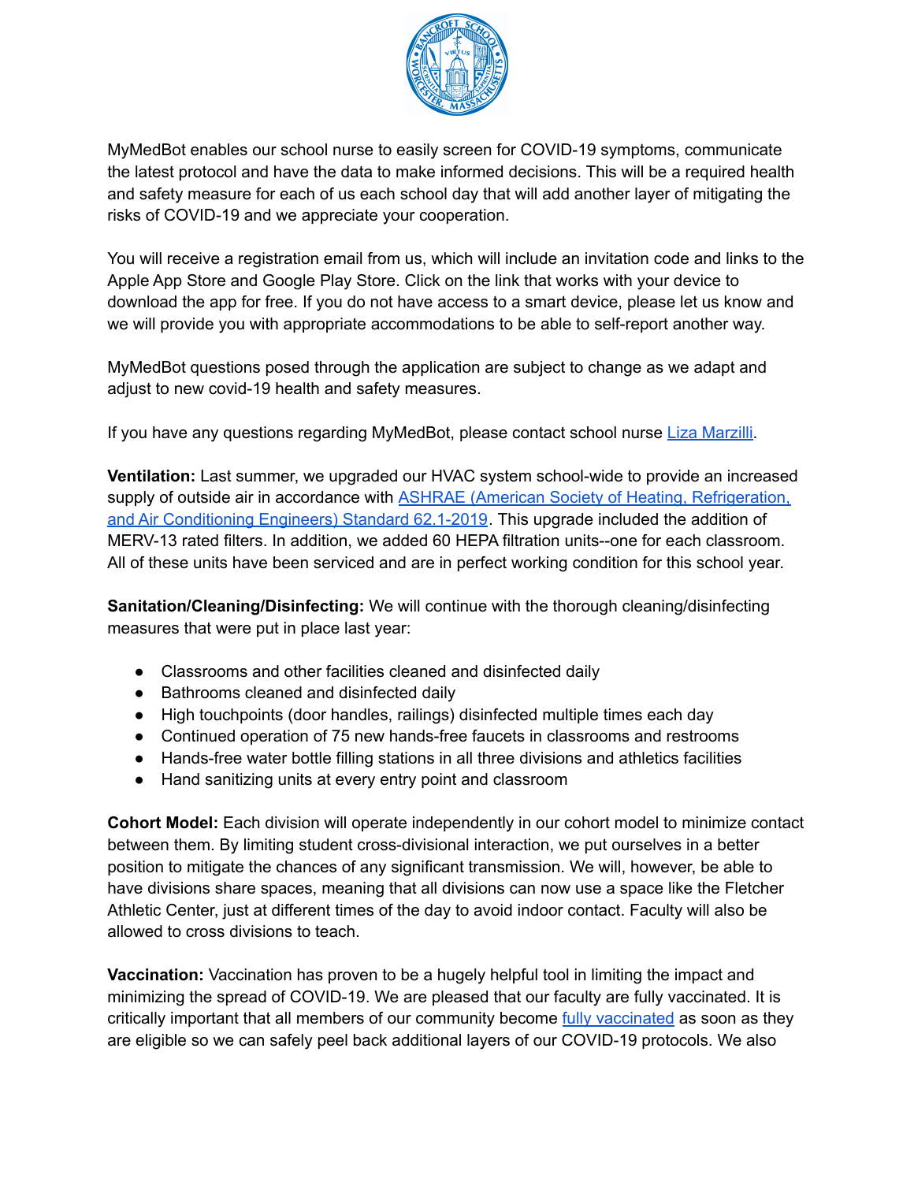MyMedBot enables our school nurse to easily screen for COVID-19 symptoms, communicate the latest protocol and have the data to make informed decisions. This will be a required health and safety measure for each of us each school day that will add another layer of mitigating the risks of COVID-19 and we appreciate your cooperation.

You will receive a registration email from us, which will include an invitation code and links to the Apple App Store and Google Play Store. Click on the link that works with your device to download the app for free. If you do not have access to a smart device, please let us know and we will provide you with appropriate accommodations to be able to self-report another way.

MyMedBot questions posed through the application are subject to change as we adapt and adjust to new covid-19 health and safety measures.

If you have any questions regarding MyMedBot, please contact school nurse Liza Marzilli.

**Ventilation:** Last summer, we upgraded our HVAC system school-wide to provide an increased supply of outside air in accordance with ASHRAE (American Society of Heating, Refrigeration, and Air Conditioning Engineers) Standard 62.1-2019. This upgrade included the addition of MERV-13 rated filters. In addition, we added 60 HEPA filtration units--one for each classroom. All of these units have been serviced and are in perfect working condition for this school year.

**Sanitation/Cleaning/Disinfecting:** We will continue with the thorough cleaning/disinfecting measures that were put in place last year:

- Classrooms and other facilities cleaned and disinfected daily
- Bathrooms cleaned and disinfected daily
- High touchpoints (door handles, railings) disinfected multiple times each day
- Continued operation of 75 new hands-free faucets in classrooms and restrooms
- Hands-free water bottle filling stations in all three divisions and athletics facilities
- Hand sanitizing units at every entry point and classroom

**Cohort Model:** Each division will operate independently in our cohort model to minimize contact between them. By limiting student cross-divisional interaction, we put ourselves in a better position to mitigate the chances of any significant transmission. We will, however, be able to have divisions share spaces, meaning that all divisions can now use a space like the Fletcher Athletic Center, just at different times of the day to avoid indoor contact. Faculty will also be allowed to cross divisions to teach.

**Vaccination:** Vaccination has proven to be a hugely helpful tool in limiting the impact and minimizing the spread of COVID-19. We are pleased that our faculty are fully vaccinated. It is critically important that all members of our community become fully vaccinated as soon as they are eligible so we can safely peel back additional layers of our COVID-19 protocols. We also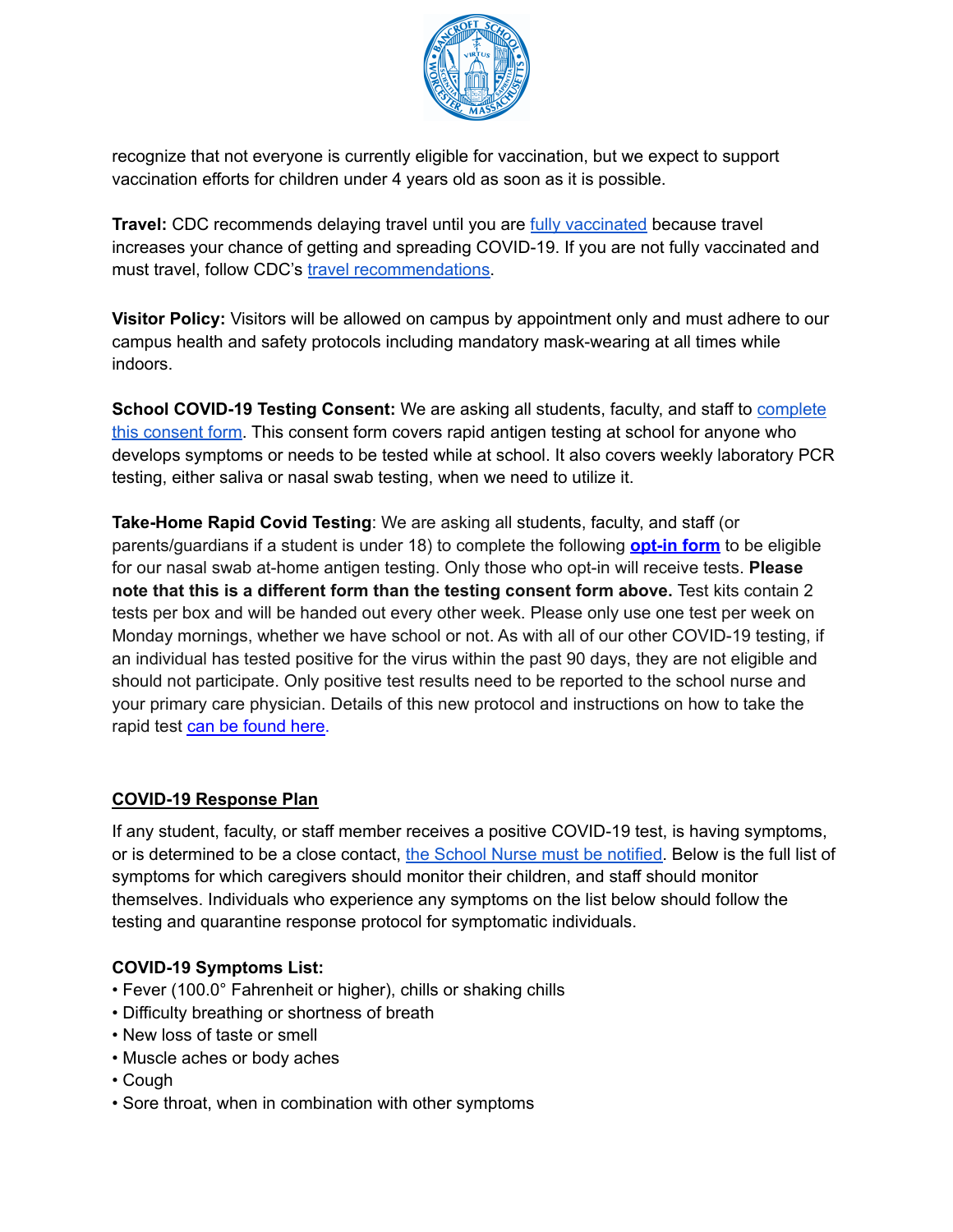recognize that not everyone is currently eligible for vaccination, but we expect to support vaccination efforts for children under 4 years old as soon as it is possible.

**Travel:** CDC recommends delaying travel until you are fully vaccinated because travel increases your chance of getting and spreading COVID-19. If you are not fully vaccinated and must travel, follow CDC's travel recommendations.

**Visitor Policy:** Visitors will be allowed on campus by appointment only and must adhere to our campus health and safety protocols including mandatory mask-wearing at all times while indoors.

**School COVID-19 Testing Consent:** We are asking all students, faculty, and staff to complete this consent form. This consent form covers rapid antigen testing at school for anyone who develops symptoms or needs to be tested while at school. It also covers weekly laboratory PCR testing, either saliva or nasal swab testing, when we need to utilize it.

**Take-Home Rapid Covid Testing**: We are asking all students, faculty, and staff (or parents/guardians if a student is under 18) to complete the following **opt-in form** to be eligible for our nasal swab at-home antigen testing. Only those who opt-in will receive tests. **Please note that this is a different form than the testing consent form above.** Test kits contain 2 tests per box and will be handed out every other week. Please only use one test per week on Monday mornings, whether we have school or not. As with all of our other COVID-19 testing, if an individual has tested positive for the virus within the past 90 days, they are not eligible and should not participate. Only positive test results need to be reported to the school nurse and your primary care physician. Details of this new protocol and instructions on how to take the rapid test can be found here.

## COVID-19 Response Plan

If any student, faculty, or staff member receives a positive COVID-19 test, is having symptoms, or is determined to be a close contact, the School Nurse must be notified. Below is the full list of symptoms for which caregivers should monitor their children, and staff should monitor themselves. Individuals who experience any symptoms on the list below should follow the testing and quarantine response protocol for symptomatic individuals.

**COVID-19 Symptoms List:**

- Fever (100.0° Fahrenheit or higher), chills or shaking chills
- Difficulty breathing or shortness of breath
- New loss of taste or smell
- Muscle aches or body aches
- Cough
- Sore throat, when in combination with other symptoms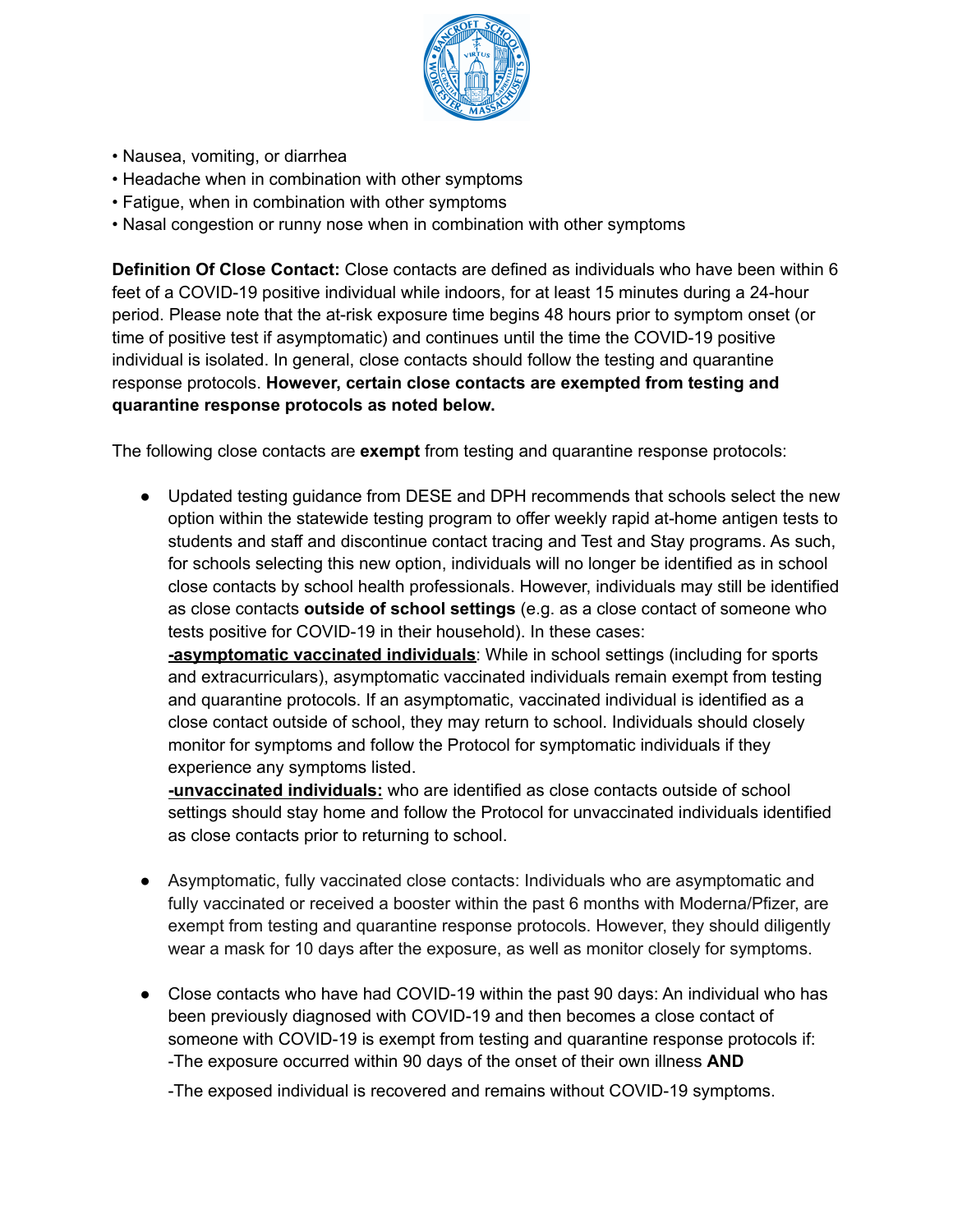• Nausea, vomiting, or diarrhea
• Headache when in combination with other symptoms
• Fatigue, when in combination with other symptoms
• Nasal congestion or runny nose when in combination with other symptoms

**Definition Of Close Contact:** Close contacts are defined as individuals who have been within 6 feet of a COVID-19 positive individual while indoors, for at least 15 minutes during a 24-hour period. Please note that the at-risk exposure time begins 48 hours prior to symptom onset (or time of positive test if asymptomatic) and continues until the time the COVID-19 positive individual is isolated. In general, close contacts should follow the testing and quarantine response protocols. **However, certain close contacts are exempted from testing and quarantine response protocols as noted below.**

The following close contacts are **exempt** from testing and quarantine response protocols:

- Updated testing guidance from DESE and DPH recommends that schools select the new option within the statewide testing program to offer weekly rapid at-home antigen tests to students and staff and discontinue contact tracing and Test and Stay programs. As such, for schools selecting this new option, individuals will no longer be identified as in school close contacts by school health professionals. However, individuals may still be identified as close contacts **outside of school settings** (e.g. as a close contact of someone who tests positive for COVID-19 in their household). In these cases:
  **-asymptomatic vaccinated individuals**: While in school settings (including for sports and extracurriculars), asymptomatic vaccinated individuals remain exempt from testing and quarantine protocols. If an asymptomatic, vaccinated individual is identified as a close contact outside of school, they may return to school. Individuals should closely monitor for symptoms and follow the Protocol for symptomatic individuals if they experience any symptoms listed.
  **-unvaccinated individuals:** who are identified as close contacts outside of school settings should stay home and follow the Protocol for unvaccinated individuals identified as close contacts prior to returning to school.

- Asymptomatic, fully vaccinated close contacts: Individuals who are asymptomatic and fully vaccinated or received a booster within the past 6 months with Moderna/Pfizer, are exempt from testing and quarantine response protocols. However, they should diligently wear a mask for 10 days after the exposure, as well as monitor closely for symptoms.

- Close contacts who have had COVID-19 within the past 90 days: An individual who has been previously diagnosed with COVID-19 and then becomes a close contact of someone with COVID-19 is exempt from testing and quarantine response protocols if:
  -The exposure occurred within 90 days of the onset of their own illness **AND**
  -The exposed individual is recovered and remains without COVID-19 symptoms.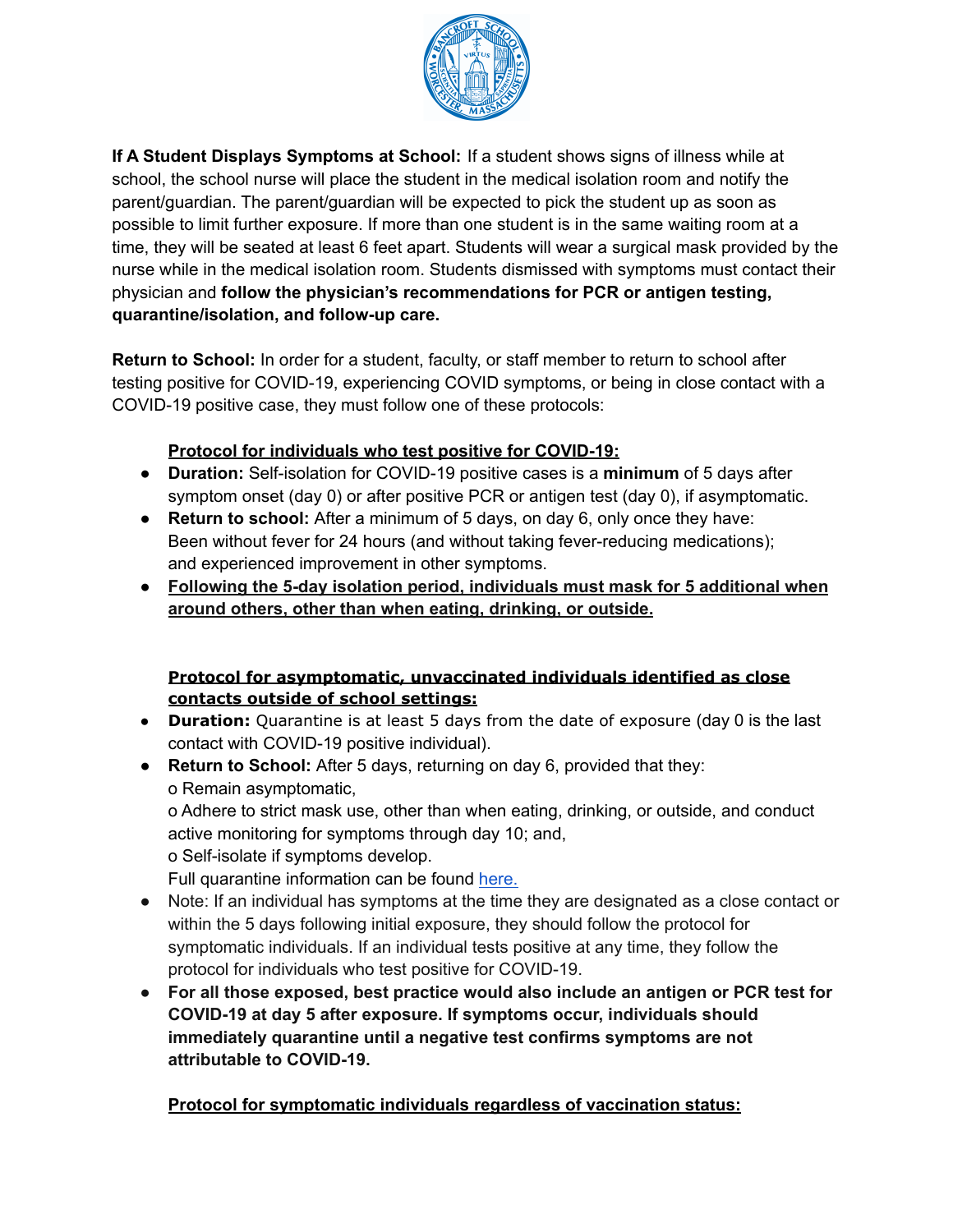**If A Student Displays Symptoms at School:** If a student shows signs of illness while at school, the school nurse will place the student in the medical isolation room and notify the parent/guardian. The parent/guardian will be expected to pick the student up as soon as possible to limit further exposure. If more than one student is in the same waiting room at a time, they will be seated at least 6 feet apart. Students will wear a surgical mask provided by the nurse while in the medical isolation room. Students dismissed with symptoms must contact their physician and **follow the physician's recommendations for PCR or antigen testing, quarantine/isolation, and follow-up care.**

**Return to School:** In order for a student, faculty, or staff member to return to school after testing positive for COVID-19, experiencing COVID symptoms, or being in close contact with a COVID-19 positive case, they must follow one of these protocols:

**<u>Protocol for individuals who test positive for COVID-19:</u>**

- **Duration:** Self-isolation for COVID-19 positive cases is a **minimum** of 5 days after symptom onset (day 0) or after positive PCR or antigen test (day 0), if asymptomatic.
- **Return to school:** After a minimum of 5 days, on day 6, only once they have: Been without fever for 24 hours (and without taking fever-reducing medications); and experienced improvement in other symptoms.
- **<u>Following the 5-day isolation period, individuals must mask for 5 additional when around others, other than when eating, drinking, or outside.</u>**

**<u>Protocol for asymptomatic, unvaccinated individuals identified as close contacts outside of school settings:</u>**

- **Duration:** Quarantine is at least 5 days from the date of exposure (day 0 is the last contact with COVID-19 positive individual).
- **Return to School:** After 5 days, returning on day 6, provided that they:
  o Remain asymptomatic,
  o Adhere to strict mask use, other than when eating, drinking, or outside, and conduct active monitoring for symptoms through day 10; and,
  o Self-isolate if symptoms develop.
  Full quarantine information can be found here.
- Note: If an individual has symptoms at the time they are designated as a close contact or within the 5 days following initial exposure, they should follow the protocol for symptomatic individuals. If an individual tests positive at any time, they follow the protocol for individuals who test positive for COVID-19.
- **For all those exposed, best practice would also include an antigen or PCR test for COVID-19 at day 5 after exposure. If symptoms occur, individuals should immediately quarantine until a negative test confirms symptoms are not attributable to COVID-19.**

**<u>Protocol for symptomatic individuals regardless of vaccination status:</u>**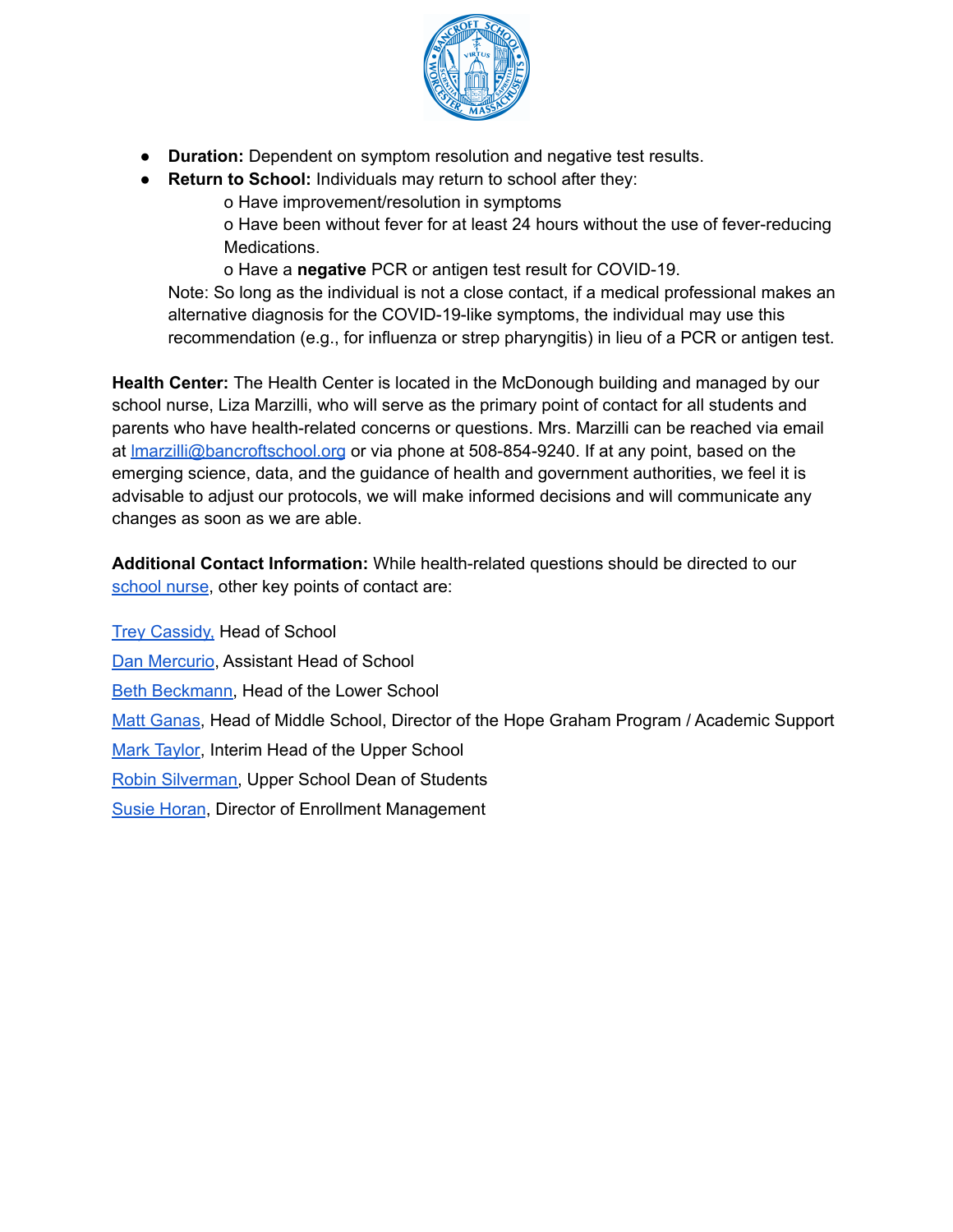- **Duration:** Dependent on symptom resolution and negative test results.
- **Return to School:** Individuals may return to school after they:
  - o Have improvement/resolution in symptoms
  - o Have been without fever for at least 24 hours without the use of fever-reducing Medications.
  - o Have a **negative** PCR or antigen test result for COVID-19.

  Note: So long as the individual is not a close contact, if a medical professional makes an alternative diagnosis for the COVID-19-like symptoms, the individual may use this recommendation (e.g., for influenza or strep pharyngitis) in lieu of a PCR or antigen test.

**Health Center:** The Health Center is located in the McDonough building and managed by our school nurse, Liza Marzilli, who will serve as the primary point of contact for all students and parents who have health-related concerns or questions. Mrs. Marzilli can be reached via email at lmarzilli@bancroftschool.org or via phone at 508-854-9240. If at any point, based on the emerging science, data, and the guidance of health and government authorities, we feel it is advisable to adjust our protocols, we will make informed decisions and will communicate any changes as soon as we are able.

**Additional Contact Information:** While health-related questions should be directed to our school nurse, other key points of contact are:

Trey Cassidy, Head of School

Dan Mercurio, Assistant Head of School

Beth Beckmann, Head of the Lower School

Matt Ganas, Head of Middle School, Director of the Hope Graham Program / Academic Support

Mark Taylor, Interim Head of the Upper School

Robin Silverman, Upper School Dean of Students

Susie Horan, Director of Enrollment Management